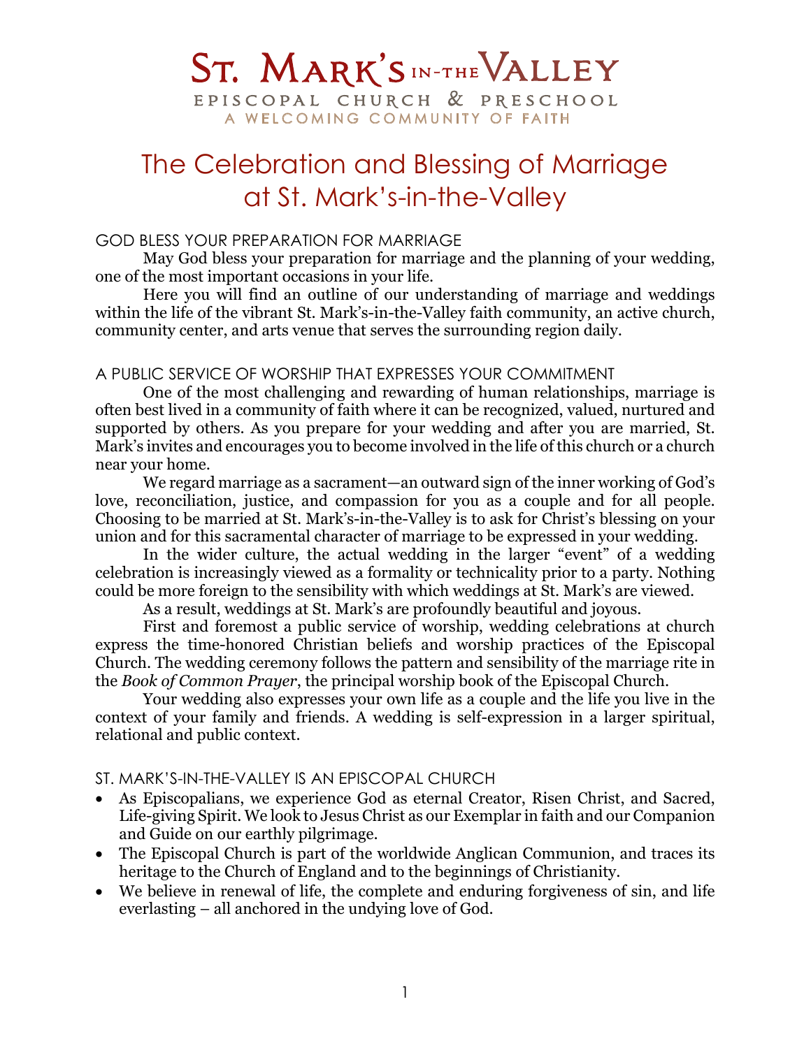# ST. MARK'S IN-THE VALLEY

EPISCOPAL CHURCH & PRESCHOOL

A WELCOMING COMMUNITY OF FAITH

# The Celebration and Blessing of Marriage at St. Mark's-in-the-Valley

## GOD BLESS YOUR PREPARATION FOR MARRIAGE

May God bless your preparation for marriage and the planning of your wedding, one of the most important occasions in your life.

Here you will find an outline of our understanding of marriage and weddings within the life of the vibrant St. Mark's-in-the-Valley faith community, an active church, community center, and arts venue that serves the surrounding region daily.

## A PUBLIC SERVICE OF WORSHIP THAT EXPRESSES YOUR COMMITMENT

One of the most challenging and rewarding of human relationships, marriage is often best lived in a community of faith where it can be recognized, valued, nurtured and supported by others. As you prepare for your wedding and after you are married, St. Mark's invites and encourages you to become involved in the life of this church or a church near your home.

We regard marriage as a sacrament—an outward sign of the inner working of God's love, reconciliation, justice, and compassion for you as a couple and for all people. Choosing to be married at St. Mark's-in-the-Valley is to ask for Christ's blessing on your union and for this sacramental character of marriage to be expressed in your wedding.

In the wider culture, the actual wedding in the larger "event" of a wedding celebration is increasingly viewed as a formality or technicality prior to a party. Nothing could be more foreign to the sensibility with which weddings at St. Mark's are viewed.

As a result, weddings at St. Mark's are profoundly beautiful and joyous.

First and foremost a public service of worship, wedding celebrations at church express the time-honored Christian beliefs and worship practices of the Episcopal Church. The wedding ceremony follows the pattern and sensibility of the marriage rite in the *Book of Common Prayer*, the principal worship book of the Episcopal Church.

Your wedding also expresses your own life as a couple and the life you live in the context of your family and friends. A wedding is self-expression in a larger spiritual, relational and public context.

## ST. MARK'S-IN-THE-VALLEY IS AN EPISCOPAL CHURCH

- As Episcopalians, we experience God as eternal Creator, Risen Christ, and Sacred, Life-giving Spirit. We look to Jesus Christ as our Exemplar in faith and our Companion and Guide on our earthly pilgrimage.
- The Episcopal Church is part of the worldwide Anglican Communion, and traces its heritage to the Church of England and to the beginnings of Christianity.
- We believe in renewal of life, the complete and enduring forgiveness of sin, and life everlasting – all anchored in the undying love of God.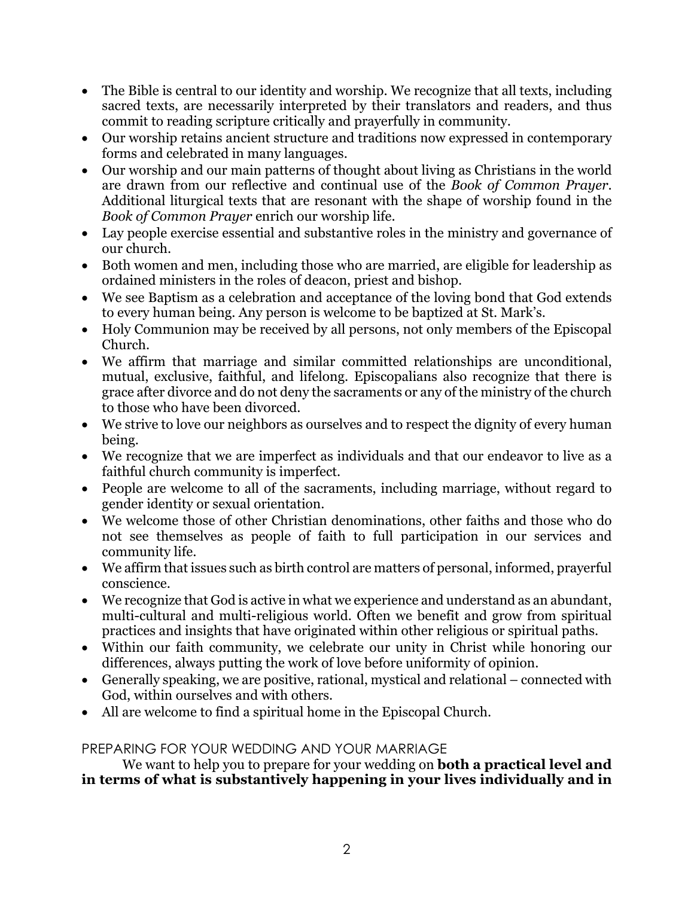- The Bible is central to our identity and worship. We recognize that all texts, including sacred texts, are necessarily interpreted by their translators and readers, and thus commit to reading scripture critically and prayerfully in community.
- Our worship retains ancient structure and traditions now expressed in contemporary forms and celebrated in many languages.
- Our worship and our main patterns of thought about living as Christians in the world are drawn from our reflective and continual use of the *Book of Common Prayer*. Additional liturgical texts that are resonant with the shape of worship found in the *Book of Common Prayer* enrich our worship life.
- Lay people exercise essential and substantive roles in the ministry and governance of our church.
- Both women and men, including those who are married, are eligible for leadership as ordained ministers in the roles of deacon, priest and bishop.
- We see Baptism as a celebration and acceptance of the loving bond that God extends to every human being. Any person is welcome to be baptized at St. Mark's.
- Holy Communion may be received by all persons, not only members of the Episcopal Church.
- We affirm that marriage and similar committed relationships are unconditional, mutual, exclusive, faithful, and lifelong. Episcopalians also recognize that there is grace after divorce and do not deny the sacraments or any of the ministry of the church to those who have been divorced.
- We strive to love our neighbors as ourselves and to respect the dignity of every human being.
- We recognize that we are imperfect as individuals and that our endeavor to live as a faithful church community is imperfect.
- People are welcome to all of the sacraments, including marriage, without regard to gender identity or sexual orientation.
- We welcome those of other Christian denominations, other faiths and those who do not see themselves as people of faith to full participation in our services and community life.
- We affirm that issues such as birth control are matters of personal, informed, prayerful conscience.
- We recognize that God is active in what we experience and understand as an abundant, multi-cultural and multi-religious world. Often we benefit and grow from spiritual practices and insights that have originated within other religious or spiritual paths.
- Within our faith community, we celebrate our unity in Christ while honoring our differences, always putting the work of love before uniformity of opinion.
- Generally speaking, we are positive, rational, mystical and relational – connected with God, within ourselves and with others.
- All are welcome to find a spiritual home in the Episcopal Church.

## PREPARING FOR YOUR WEDDING AND YOUR MARRIAGE

We want to help you to prepare for your wedding on **both a practical level and in terms of what is substantively happening in your lives individually and in**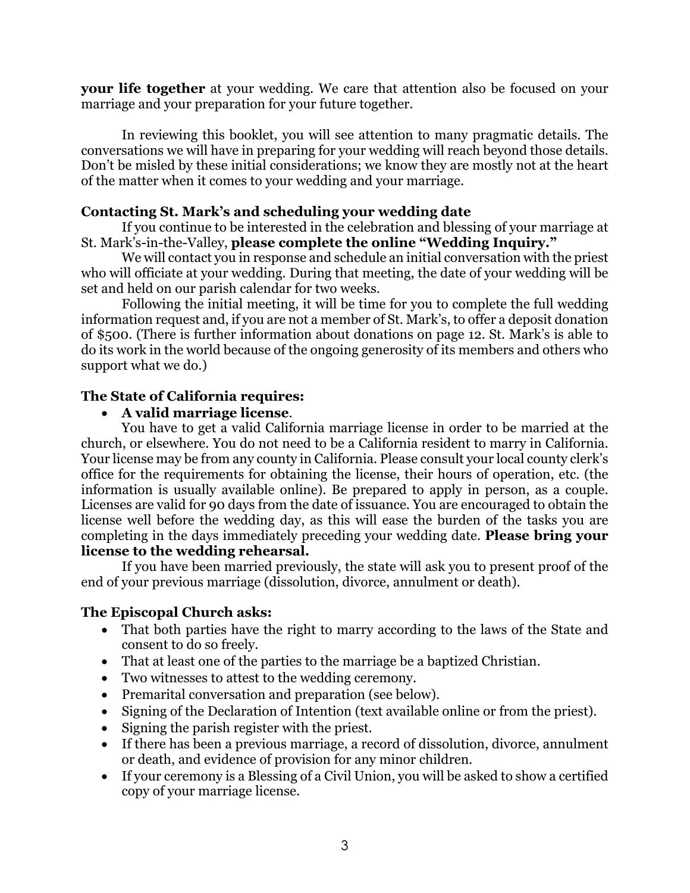**your life together** at your wedding. We care that attention also be focused on your marriage and your preparation for your future together.

In reviewing this booklet, you will see attention to many pragmatic details. The conversations we will have in preparing for your wedding will reach beyond those details. Don't be misled by these initial considerations; we know they are mostly not at the heart of the matter when it comes to your wedding and your marriage.

**Contacting St. Mark's and scheduling your wedding date**

If you continue to be interested in the celebration and blessing of your marriage at St. Mark's-in-the-Valley, **please complete the online "Wedding Inquiry."**

We will contact you in response and schedule an initial conversation with the priest who will officiate at your wedding. During that meeting, the date of your wedding will be set and held on our parish calendar for two weeks.

Following the initial meeting, it will be time for you to complete the full wedding information request and, if you are not a member of St. Mark's, to offer a deposit donation of $500. (There is further information about donations on page 12. St. Mark's is able to do its work in the world because of the ongoing generosity of its members and others who support what we do.)

**The State of California requires:**

- **A valid marriage license**.

You have to get a valid California marriage license in order to be married at the church, or elsewhere. You do not need to be a California resident to marry in California. Your license may be from any county in California. Please consult your local county clerk's office for the requirements for obtaining the license, their hours of operation, etc. (the information is usually available online). Be prepared to apply in person, as a couple. Licenses are valid for 90 days from the date of issuance. You are encouraged to obtain the license well before the wedding day, as this will ease the burden of the tasks you are completing in the days immediately preceding your wedding date. **Please bring your license to the wedding rehearsal.**

If you have been married previously, the state will ask you to present proof of the end of your previous marriage (dissolution, divorce, annulment or death).

**The Episcopal Church asks:**

- That both parties have the right to marry according to the laws of the State and consent to do so freely.
- That at least one of the parties to the marriage be a baptized Christian.
- Two witnesses to attest to the wedding ceremony.
- Premarital conversation and preparation (see below).
- Signing of the Declaration of Intention (text available online or from the priest).
- Signing the parish register with the priest.
- If there has been a previous marriage, a record of dissolution, divorce, annulment or death, and evidence of provision for any minor children.
- If your ceremony is a Blessing of a Civil Union, you will be asked to show a certified copy of your marriage license.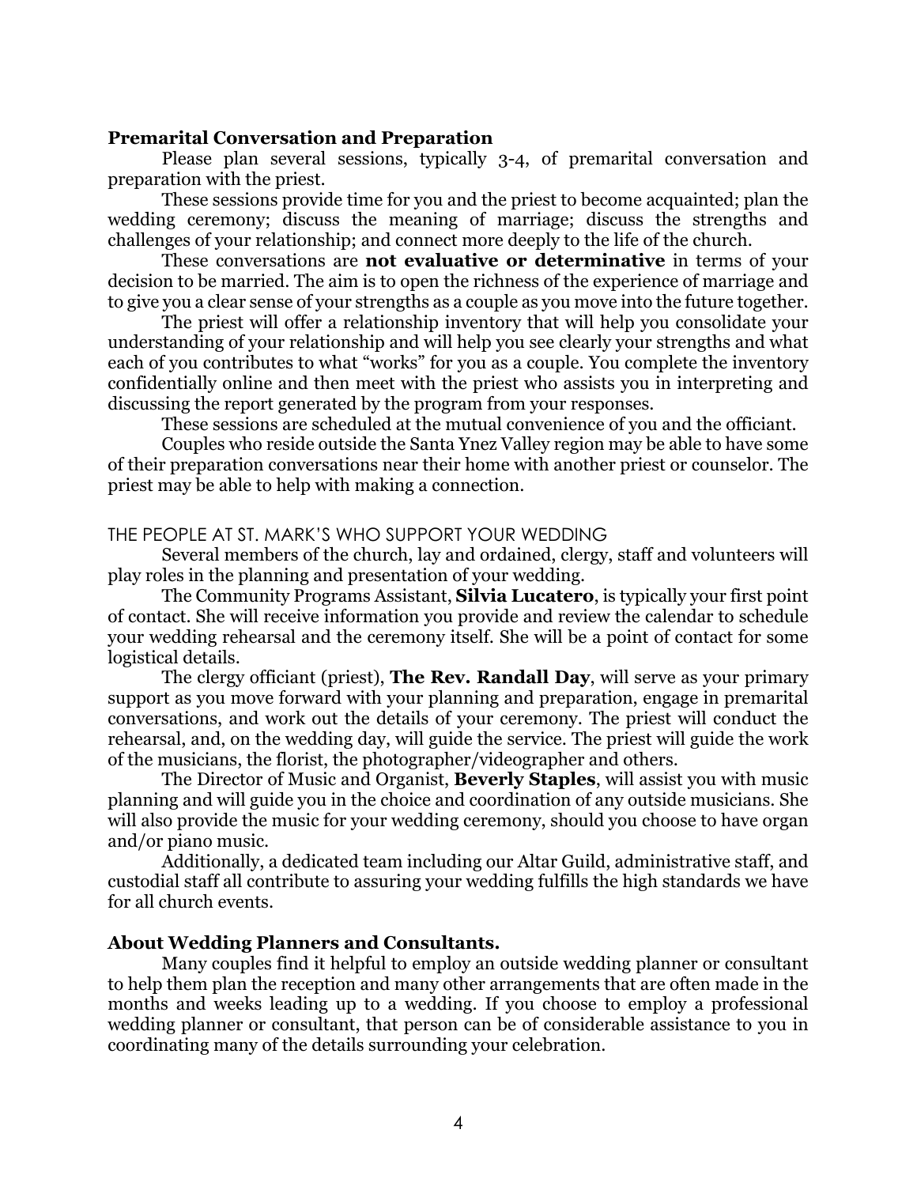**Premarital Conversation and Preparation**

Please plan several sessions, typically 3-4, of premarital conversation and preparation with the priest.

These sessions provide time for you and the priest to become acquainted; plan the wedding ceremony; discuss the meaning of marriage; discuss the strengths and challenges of your relationship; and connect more deeply to the life of the church.

These conversations are **not evaluative or determinative** in terms of your decision to be married. The aim is to open the richness of the experience of marriage and to give you a clear sense of your strengths as a couple as you move into the future together.

The priest will offer a relationship inventory that will help you consolidate your understanding of your relationship and will help you see clearly your strengths and what each of you contributes to what "works" for you as a couple. You complete the inventory confidentially online and then meet with the priest who assists you in interpreting and discussing the report generated by the program from your responses.

These sessions are scheduled at the mutual convenience of you and the officiant.

Couples who reside outside the Santa Ynez Valley region may be able to have some of their preparation conversations near their home with another priest or counselor. The priest may be able to help with making a connection.

THE PEOPLE AT ST. MARK'S WHO SUPPORT YOUR WEDDING

Several members of the church, lay and ordained, clergy, staff and volunteers will play roles in the planning and presentation of your wedding.

The Community Programs Assistant, **Silvia Lucatero**, is typically your first point of contact. She will receive information you provide and review the calendar to schedule your wedding rehearsal and the ceremony itself. She will be a point of contact for some logistical details.

The clergy officiant (priest), **The Rev. Randall Day**, will serve as your primary support as you move forward with your planning and preparation, engage in premarital conversations, and work out the details of your ceremony. The priest will conduct the rehearsal, and, on the wedding day, will guide the service. The priest will guide the work of the musicians, the florist, the photographer/videographer and others.

The Director of Music and Organist, **Beverly Staples**, will assist you with music planning and will guide you in the choice and coordination of any outside musicians. She will also provide the music for your wedding ceremony, should you choose to have organ and/or piano music.

Additionally, a dedicated team including our Altar Guild, administrative staff, and custodial staff all contribute to assuring your wedding fulfills the high standards we have for all church events.

**About Wedding Planners and Consultants.**

Many couples find it helpful to employ an outside wedding planner or consultant to help them plan the reception and many other arrangements that are often made in the months and weeks leading up to a wedding. If you choose to employ a professional wedding planner or consultant, that person can be of considerable assistance to you in coordinating many of the details surrounding your celebration.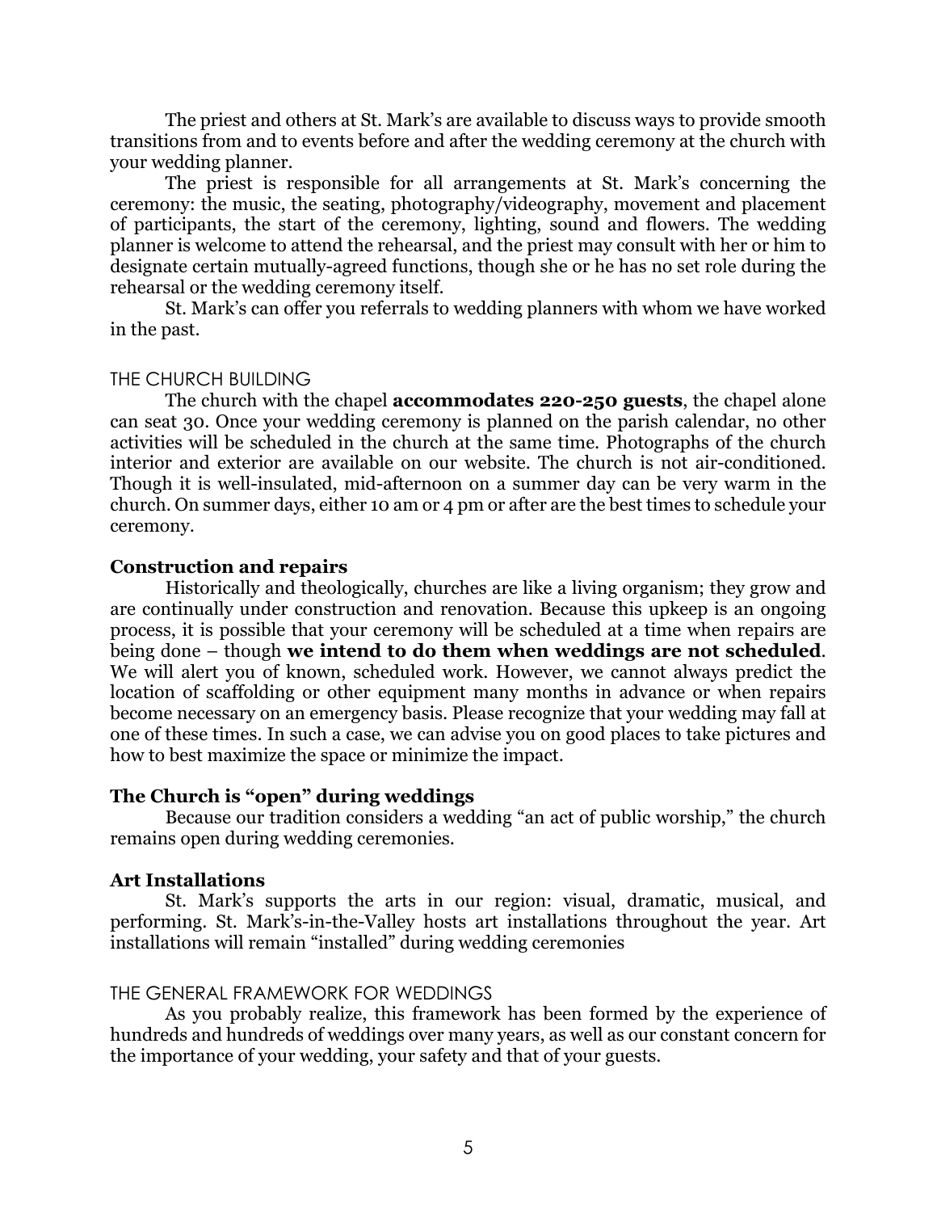The priest and others at St. Mark's are available to discuss ways to provide smooth transitions from and to events before and after the wedding ceremony at the church with your wedding planner.

The priest is responsible for all arrangements at St. Mark's concerning the ceremony: the music, the seating, photography/videography, movement and placement of participants, the start of the ceremony, lighting, sound and flowers. The wedding planner is welcome to attend the rehearsal, and the priest may consult with her or him to designate certain mutually-agreed functions, though she or he has no set role during the rehearsal or the wedding ceremony itself.

St. Mark's can offer you referrals to wedding planners with whom we have worked in the past.

## THE CHURCH BUILDING

The church with the chapel **accommodates 220-250 guests**, the chapel alone can seat 30. Once your wedding ceremony is planned on the parish calendar, no other activities will be scheduled in the church at the same time. Photographs of the church interior and exterior are available on our website. The church is not air-conditioned. Though it is well-insulated, mid-afternoon on a summer day can be very warm in the church. On summer days, either 10 am or 4 pm or after are the best times to schedule your ceremony.

### Construction and repairs

Historically and theologically, churches are like a living organism; they grow and are continually under construction and renovation. Because this upkeep is an ongoing process, it is possible that your ceremony will be scheduled at a time when repairs are being done – though **we intend to do them when weddings are not scheduled**. We will alert you of known, scheduled work. However, we cannot always predict the location of scaffolding or other equipment many months in advance or when repairs become necessary on an emergency basis. Please recognize that your wedding may fall at one of these times. In such a case, we can advise you on good places to take pictures and how to best maximize the space or minimize the impact.

### The Church is "open" during weddings

Because our tradition considers a wedding "an act of public worship," the church remains open during wedding ceremonies.

### Art Installations

St. Mark's supports the arts in our region: visual, dramatic, musical, and performing. St. Mark's-in-the-Valley hosts art installations throughout the year. Art installations will remain "installed" during wedding ceremonies

## THE GENERAL FRAMEWORK FOR WEDDINGS

As you probably realize, this framework has been formed by the experience of hundreds and hundreds of weddings over many years, as well as our constant concern for the importance of your wedding, your safety and that of your guests.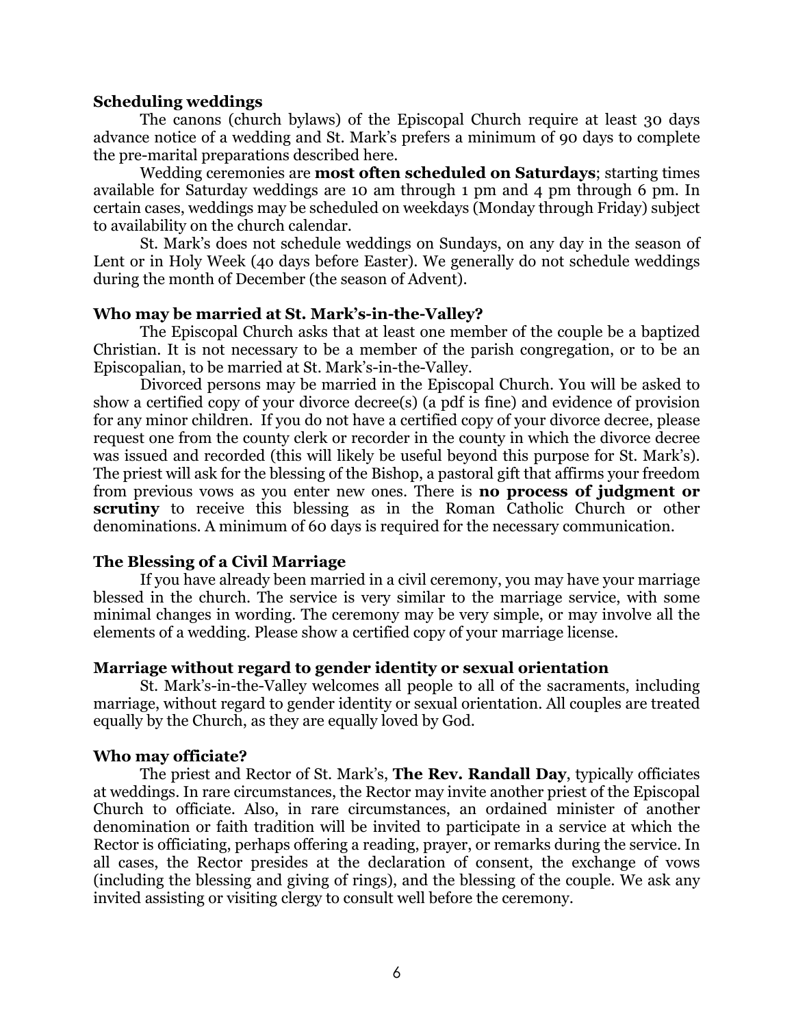### Scheduling weddings

The canons (church bylaws) of the Episcopal Church require at least 30 days advance notice of a wedding and St. Mark's prefers a minimum of 90 days to complete the pre-marital preparations described here.

Wedding ceremonies are **most often scheduled on Saturdays**; starting times available for Saturday weddings are 10 am through 1 pm and 4 pm through 6 pm. In certain cases, weddings may be scheduled on weekdays (Monday through Friday) subject to availability on the church calendar.

St. Mark's does not schedule weddings on Sundays, on any day in the season of Lent or in Holy Week (40 days before Easter). We generally do not schedule weddings during the month of December (the season of Advent).

### Who may be married at St. Mark's-in-the-Valley?

The Episcopal Church asks that at least one member of the couple be a baptized Christian. It is not necessary to be a member of the parish congregation, or to be an Episcopalian, to be married at St. Mark's-in-the-Valley.

Divorced persons may be married in the Episcopal Church. You will be asked to show a certified copy of your divorce decree(s) (a pdf is fine) and evidence of provision for any minor children. If you do not have a certified copy of your divorce decree, please request one from the county clerk or recorder in the county in which the divorce decree was issued and recorded (this will likely be useful beyond this purpose for St. Mark's). The priest will ask for the blessing of the Bishop, a pastoral gift that affirms your freedom from previous vows as you enter new ones. There is **no process of judgment or scrutiny** to receive this blessing as in the Roman Catholic Church or other denominations. A minimum of 60 days is required for the necessary communication.

### The Blessing of a Civil Marriage

If you have already been married in a civil ceremony, you may have your marriage blessed in the church. The service is very similar to the marriage service, with some minimal changes in wording. The ceremony may be very simple, or may involve all the elements of a wedding. Please show a certified copy of your marriage license.

### Marriage without regard to gender identity or sexual orientation

St. Mark's-in-the-Valley welcomes all people to all of the sacraments, including marriage, without regard to gender identity or sexual orientation. All couples are treated equally by the Church, as they are equally loved by God.

### Who may officiate?

The priest and Rector of St. Mark's, **The Rev. Randall Day**, typically officiates at weddings. In rare circumstances, the Rector may invite another priest of the Episcopal Church to officiate. Also, in rare circumstances, an ordained minister of another denomination or faith tradition will be invited to participate in a service at which the Rector is officiating, perhaps offering a reading, prayer, or remarks during the service. In all cases, the Rector presides at the declaration of consent, the exchange of vows (including the blessing and giving of rings), and the blessing of the couple. We ask any invited assisting or visiting clergy to consult well before the ceremony.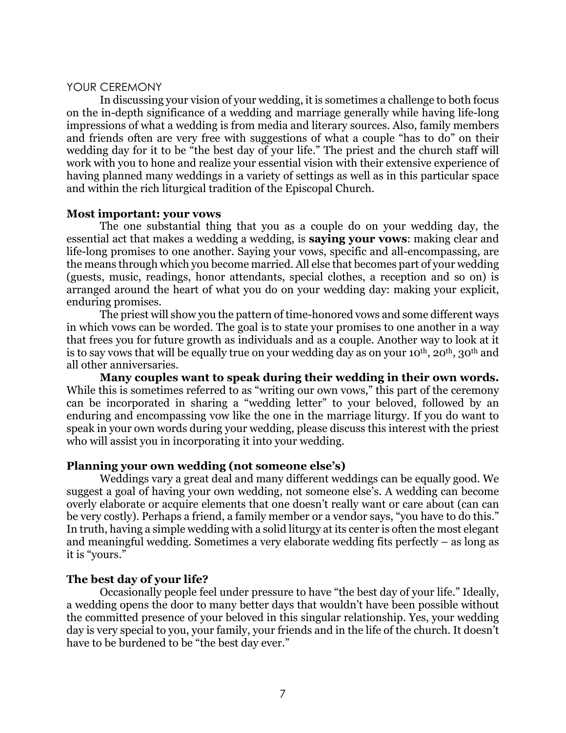## YOUR CEREMONY

In discussing your vision of your wedding, it is sometimes a challenge to both focus on the in-depth significance of a wedding and marriage generally while having life-long impressions of what a wedding is from media and literary sources. Also, family members and friends often are very free with suggestions of what a couple "has to do" on their wedding day for it to be "the best day of your life." The priest and the church staff will work with you to hone and realize your essential vision with their extensive experience of having planned many weddings in a variety of settings as well as in this particular space and within the rich liturgical tradition of the Episcopal Church.

### Most important: your vows

The one substantial thing that you as a couple do on your wedding day, the essential act that makes a wedding a wedding, is **saying your vows**: making clear and life-long promises to one another. Saying your vows, specific and all-encompassing, are the means through which you become married. All else that becomes part of your wedding (guests, music, readings, honor attendants, special clothes, a reception and so on) is arranged around the heart of what you do on your wedding day: making your explicit, enduring promises.

The priest will show you the pattern of time-honored vows and some different ways in which vows can be worded. The goal is to state your promises to one another in a way that frees you for future growth as individuals and as a couple. Another way to look at it is to say vows that will be equally true on your wedding day as on your 10th, 20th, 30th and all other anniversaries.

**Many couples want to speak during their wedding in their own words.** While this is sometimes referred to as "writing our own vows," this part of the ceremony can be incorporated in sharing a "wedding letter" to your beloved, followed by an enduring and encompassing vow like the one in the marriage liturgy. If you do want to speak in your own words during your wedding, please discuss this interest with the priest who will assist you in incorporating it into your wedding.

### Planning your own wedding (not someone else's)

Weddings vary a great deal and many different weddings can be equally good. We suggest a goal of having your own wedding, not someone else's. A wedding can become overly elaborate or acquire elements that one doesn't really want or care about (can can be very costly). Perhaps a friend, a family member or a vendor says, "you have to do this." In truth, having a simple wedding with a solid liturgy at its center is often the most elegant and meaningful wedding. Sometimes a very elaborate wedding fits perfectly – as long as it is "yours."

### The best day of your life?

Occasionally people feel under pressure to have "the best day of your life." Ideally, a wedding opens the door to many better days that wouldn't have been possible without the committed presence of your beloved in this singular relationship. Yes, your wedding day is very special to you, your family, your friends and in the life of the church. It doesn't have to be burdened to be "the best day ever."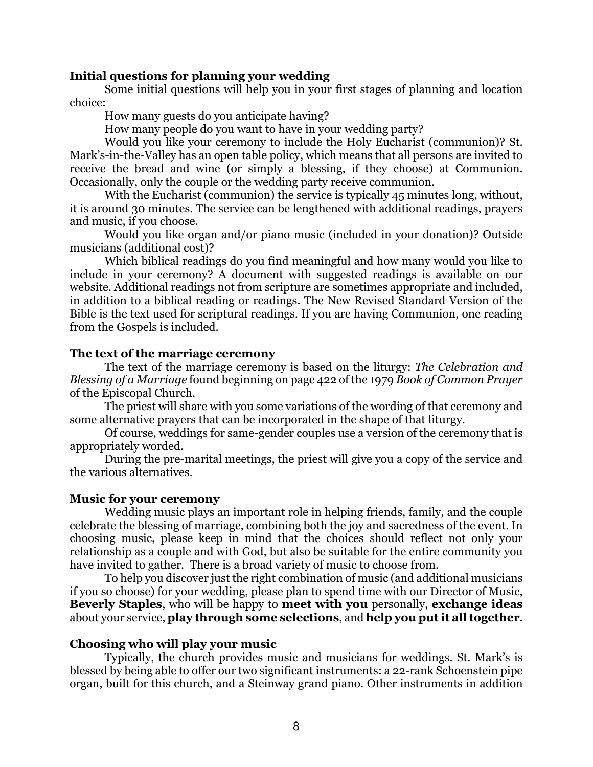**Initial questions for planning your wedding**

Some initial questions will help you in your first stages of planning and location choice:

How many guests do you anticipate having?

How many people do you want to have in your wedding party?

Would you like your ceremony to include the Holy Eucharist (communion)? St. Mark's-in-the-Valley has an open table policy, which means that all persons are invited to receive the bread and wine (or simply a blessing, if they choose) at Communion. Occasionally, only the couple or the wedding party receive communion.

With the Eucharist (communion) the service is typically 45 minutes long, without, it is around 30 minutes. The service can be lengthened with additional readings, prayers and music, if you choose.

Would you like organ and/or piano music (included in your donation)? Outside musicians (additional cost)?

Which biblical readings do you find meaningful and how many would you like to include in your ceremony? A document with suggested readings is available on our website. Additional readings not from scripture are sometimes appropriate and included, in addition to a biblical reading or readings. The New Revised Standard Version of the Bible is the text used for scriptural readings. If you are having Communion, one reading from the Gospels is included.

**The text of the marriage ceremony**

The text of the marriage ceremony is based on the liturgy: *The Celebration and Blessing of a Marriage* found beginning on page 422 of the 1979 *Book of Common Prayer* of the Episcopal Church.

The priest will share with you some variations of the wording of that ceremony and some alternative prayers that can be incorporated in the shape of that liturgy.

Of course, weddings for same-gender couples use a version of the ceremony that is appropriately worded.

During the pre-marital meetings, the priest will give you a copy of the service and the various alternatives.

**Music for your ceremony**

Wedding music plays an important role in helping friends, family, and the couple celebrate the blessing of marriage, combining both the joy and sacredness of the event. In choosing music, please keep in mind that the choices should reflect not only your relationship as a couple and with God, but also be suitable for the entire community you have invited to gather. There is a broad variety of music to choose from.

To help you discover just the right combination of music (and additional musicians if you so choose) for your wedding, please plan to spend time with our Director of Music, **Beverly Staples**, who will be happy to **meet with you** personally, **exchange ideas** about your service, **play through some selections**, and **help you put it all together**.

**Choosing who will play your music**

Typically, the church provides music and musicians for weddings. St. Mark's is blessed by being able to offer our two significant instruments: a 22-rank Schoenstein pipe organ, built for this church, and a Steinway grand piano. Other instruments in addition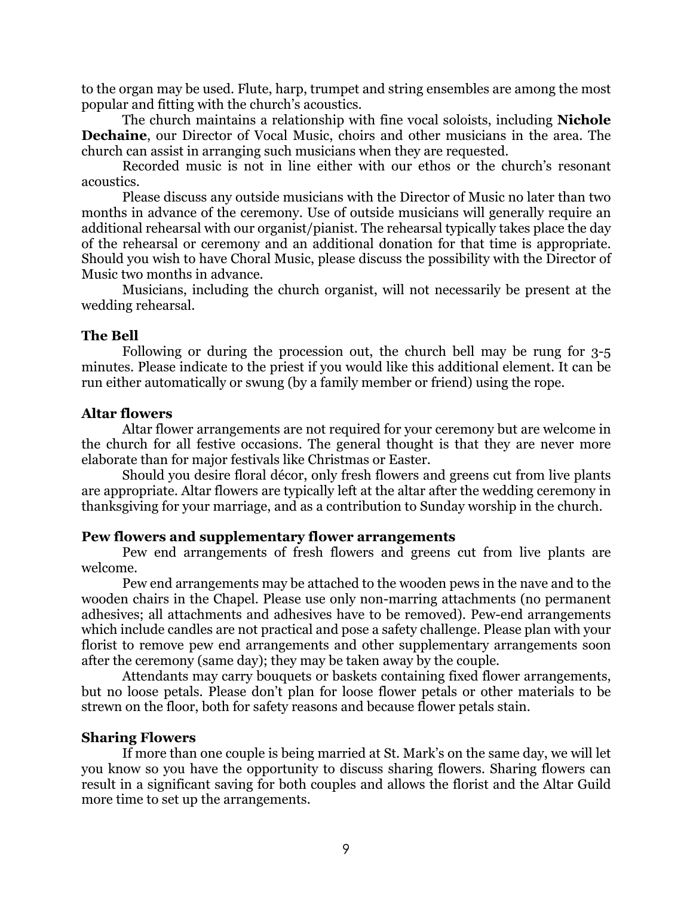to the organ may be used. Flute, harp, trumpet and string ensembles are among the most popular and fitting with the church's acoustics.

The church maintains a relationship with fine vocal soloists, including **Nichole Dechaine**, our Director of Vocal Music, choirs and other musicians in the area. The church can assist in arranging such musicians when they are requested.

Recorded music is not in line either with our ethos or the church's resonant acoustics.

Please discuss any outside musicians with the Director of Music no later than two months in advance of the ceremony. Use of outside musicians will generally require an additional rehearsal with our organist/pianist. The rehearsal typically takes place the day of the rehearsal or ceremony and an additional donation for that time is appropriate. Should you wish to have Choral Music, please discuss the possibility with the Director of Music two months in advance.

Musicians, including the church organist, will not necessarily be present at the wedding rehearsal.

### The Bell

Following or during the procession out, the church bell may be rung for 3-5 minutes. Please indicate to the priest if you would like this additional element. It can be run either automatically or swung (by a family member or friend) using the rope.

### Altar flowers

Altar flower arrangements are not required for your ceremony but are welcome in the church for all festive occasions. The general thought is that they are never more elaborate than for major festivals like Christmas or Easter.

Should you desire floral décor, only fresh flowers and greens cut from live plants are appropriate. Altar flowers are typically left at the altar after the wedding ceremony in thanksgiving for your marriage, and as a contribution to Sunday worship in the church.

### Pew flowers and supplementary flower arrangements

Pew end arrangements of fresh flowers and greens cut from live plants are welcome.

Pew end arrangements may be attached to the wooden pews in the nave and to the wooden chairs in the Chapel. Please use only non-marring attachments (no permanent adhesives; all attachments and adhesives have to be removed). Pew-end arrangements which include candles are not practical and pose a safety challenge. Please plan with your florist to remove pew end arrangements and other supplementary arrangements soon after the ceremony (same day); they may be taken away by the couple.

Attendants may carry bouquets or baskets containing fixed flower arrangements, but no loose petals. Please don't plan for loose flower petals or other materials to be strewn on the floor, both for safety reasons and because flower petals stain.

### Sharing Flowers

If more than one couple is being married at St. Mark's on the same day, we will let you know so you have the opportunity to discuss sharing flowers. Sharing flowers can result in a significant saving for both couples and allows the florist and the Altar Guild more time to set up the arrangements.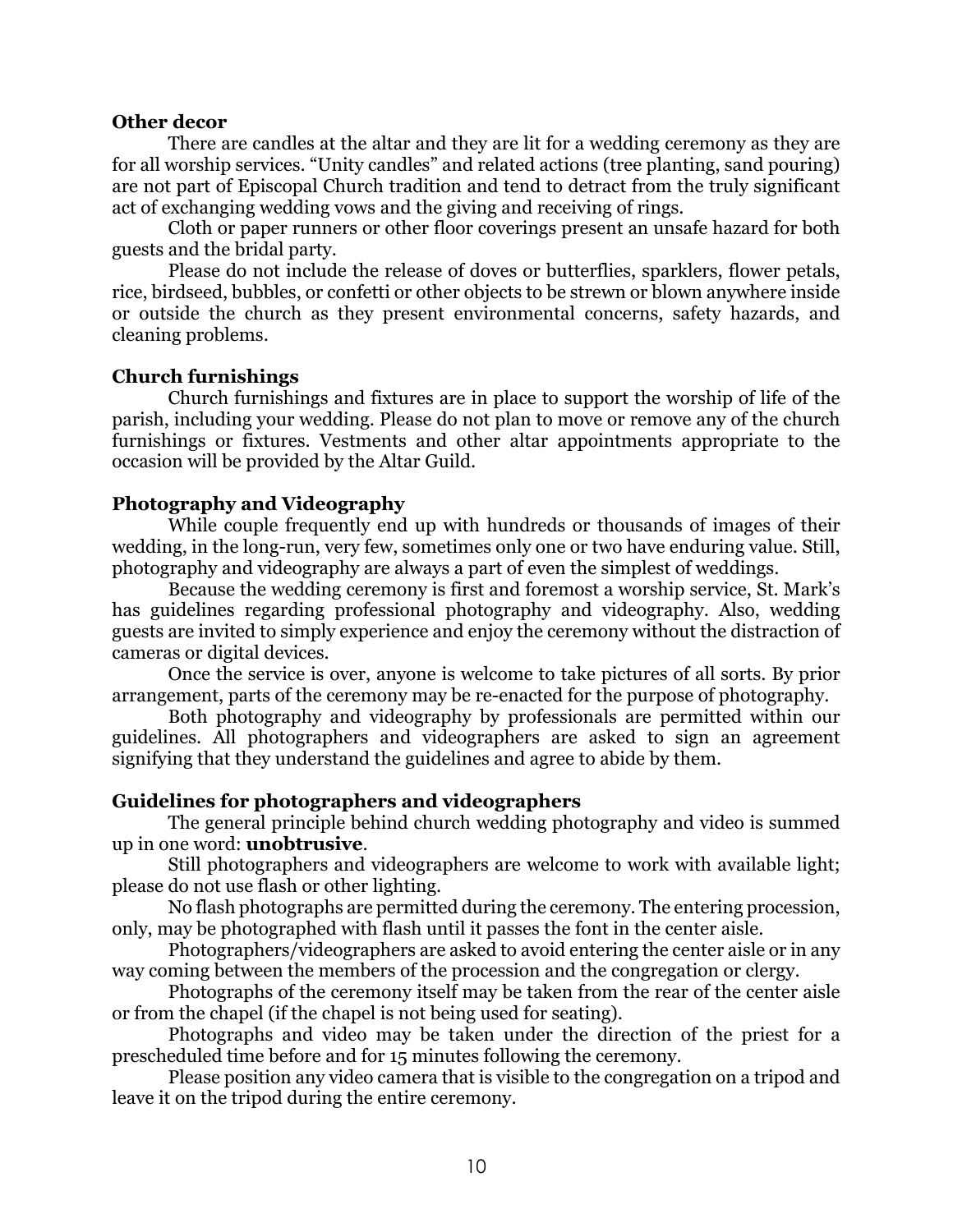**Other decor**

There are candles at the altar and they are lit for a wedding ceremony as they are for all worship services. "Unity candles" and related actions (tree planting, sand pouring) are not part of Episcopal Church tradition and tend to detract from the truly significant act of exchanging wedding vows and the giving and receiving of rings.

Cloth or paper runners or other floor coverings present an unsafe hazard for both guests and the bridal party.

Please do not include the release of doves or butterflies, sparklers, flower petals, rice, birdseed, bubbles, or confetti or other objects to be strewn or blown anywhere inside or outside the church as they present environmental concerns, safety hazards, and cleaning problems.

**Church furnishings**

Church furnishings and fixtures are in place to support the worship of life of the parish, including your wedding. Please do not plan to move or remove any of the church furnishings or fixtures. Vestments and other altar appointments appropriate to the occasion will be provided by the Altar Guild.

**Photography and Videography**

While couple frequently end up with hundreds or thousands of images of their wedding, in the long-run, very few, sometimes only one or two have enduring value. Still, photography and videography are always a part of even the simplest of weddings.

Because the wedding ceremony is first and foremost a worship service, St. Mark's has guidelines regarding professional photography and videography. Also, wedding guests are invited to simply experience and enjoy the ceremony without the distraction of cameras or digital devices.

Once the service is over, anyone is welcome to take pictures of all sorts. By prior arrangement, parts of the ceremony may be re-enacted for the purpose of photography.

Both photography and videography by professionals are permitted within our guidelines. All photographers and videographers are asked to sign an agreement signifying that they understand the guidelines and agree to abide by them.

**Guidelines for photographers and videographers**

The general principle behind church wedding photography and video is summed up in one word: **unobtrusive**.

Still photographers and videographers are welcome to work with available light; please do not use flash or other lighting.

No flash photographs are permitted during the ceremony. The entering procession, only, may be photographed with flash until it passes the font in the center aisle.

Photographers/videographers are asked to avoid entering the center aisle or in any way coming between the members of the procession and the congregation or clergy.

Photographs of the ceremony itself may be taken from the rear of the center aisle or from the chapel (if the chapel is not being used for seating).

Photographs and video may be taken under the direction of the priest for a prescheduled time before and for 15 minutes following the ceremony.

Please position any video camera that is visible to the congregation on a tripod and leave it on the tripod during the entire ceremony.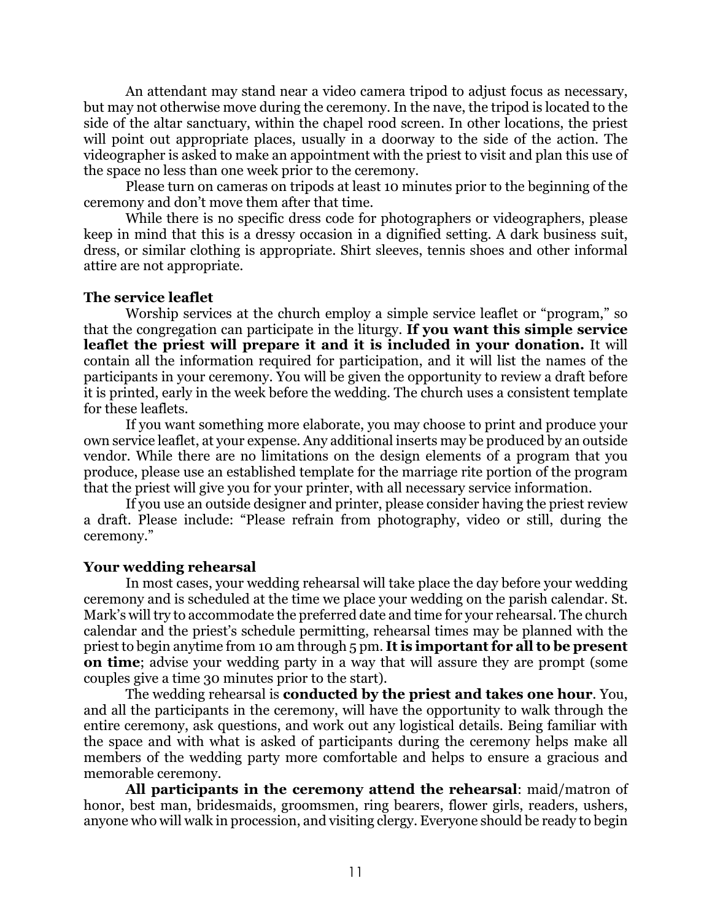An attendant may stand near a video camera tripod to adjust focus as necessary, but may not otherwise move during the ceremony. In the nave, the tripod is located to the side of the altar sanctuary, within the chapel rood screen. In other locations, the priest will point out appropriate places, usually in a doorway to the side of the action. The videographer is asked to make an appointment with the priest to visit and plan this use of the space no less than one week prior to the ceremony.

Please turn on cameras on tripods at least 10 minutes prior to the beginning of the ceremony and don't move them after that time.

While there is no specific dress code for photographers or videographers, please keep in mind that this is a dressy occasion in a dignified setting. A dark business suit, dress, or similar clothing is appropriate. Shirt sleeves, tennis shoes and other informal attire are not appropriate.

**The service leaflet**

Worship services at the church employ a simple service leaflet or "program," so that the congregation can participate in the liturgy. **If you want this simple service leaflet the priest will prepare it and it is included in your donation.** It will contain all the information required for participation, and it will list the names of the participants in your ceremony. You will be given the opportunity to review a draft before it is printed, early in the week before the wedding. The church uses a consistent template for these leaflets.

If you want something more elaborate, you may choose to print and produce your own service leaflet, at your expense. Any additional inserts may be produced by an outside vendor. While there are no limitations on the design elements of a program that you produce, please use an established template for the marriage rite portion of the program that the priest will give you for your printer, with all necessary service information.

If you use an outside designer and printer, please consider having the priest review a draft. Please include: "Please refrain from photography, video or still, during the ceremony."

**Your wedding rehearsal**

In most cases, your wedding rehearsal will take place the day before your wedding ceremony and is scheduled at the time we place your wedding on the parish calendar. St. Mark's will try to accommodate the preferred date and time for your rehearsal. The church calendar and the priest's schedule permitting, rehearsal times may be planned with the priest to begin anytime from 10 am through 5 pm. **It is important for all to be present on time**; advise your wedding party in a way that will assure they are prompt (some couples give a time 30 minutes prior to the start).

The wedding rehearsal is **conducted by the priest and takes one hour**. You, and all the participants in the ceremony, will have the opportunity to walk through the entire ceremony, ask questions, and work out any logistical details. Being familiar with the space and with what is asked of participants during the ceremony helps make all members of the wedding party more comfortable and helps to ensure a gracious and memorable ceremony.

**All participants in the ceremony attend the rehearsal**: maid/matron of honor, best man, bridesmaids, groomsmen, ring bearers, flower girls, readers, ushers, anyone who will walk in procession, and visiting clergy. Everyone should be ready to begin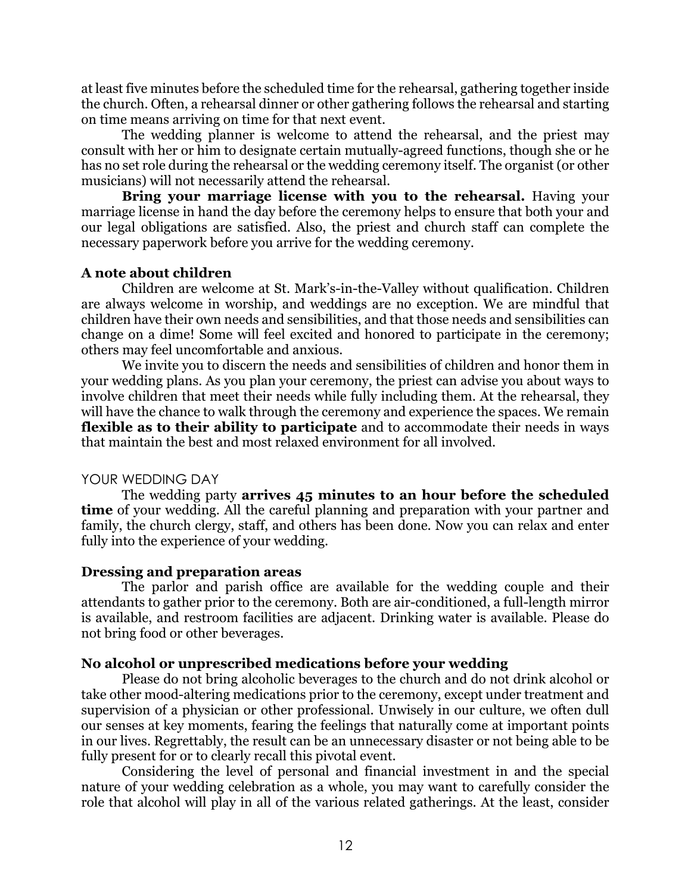at least five minutes before the scheduled time for the rehearsal, gathering together inside the church. Often, a rehearsal dinner or other gathering follows the rehearsal and starting on time means arriving on time for that next event.

The wedding planner is welcome to attend the rehearsal, and the priest may consult with her or him to designate certain mutually-agreed functions, though she or he has no set role during the rehearsal or the wedding ceremony itself. The organist (or other musicians) will not necessarily attend the rehearsal.

**Bring your marriage license with you to the rehearsal.** Having your marriage license in hand the day before the ceremony helps to ensure that both your and our legal obligations are satisfied. Also, the priest and church staff can complete the necessary paperwork before you arrive for the wedding ceremony.

### A note about children

Children are welcome at St. Mark's-in-the-Valley without qualification. Children are always welcome in worship, and weddings are no exception. We are mindful that children have their own needs and sensibilities, and that those needs and sensibilities can change on a dime! Some will feel excited and honored to participate in the ceremony; others may feel uncomfortable and anxious.

We invite you to discern the needs and sensibilities of children and honor them in your wedding plans. As you plan your ceremony, the priest can advise you about ways to involve children that meet their needs while fully including them. At the rehearsal, they will have the chance to walk through the ceremony and experience the spaces. We remain **flexible as to their ability to participate** and to accommodate their needs in ways that maintain the best and most relaxed environment for all involved.

## YOUR WEDDING DAY

The wedding party **arrives 45 minutes to an hour before the scheduled time** of your wedding. All the careful planning and preparation with your partner and family, the church clergy, staff, and others has been done. Now you can relax and enter fully into the experience of your wedding.

### Dressing and preparation areas

The parlor and parish office are available for the wedding couple and their attendants to gather prior to the ceremony. Both are air-conditioned, a full-length mirror is available, and restroom facilities are adjacent. Drinking water is available. Please do not bring food or other beverages.

### No alcohol or unprescribed medications before your wedding

Please do not bring alcoholic beverages to the church and do not drink alcohol or take other mood-altering medications prior to the ceremony, except under treatment and supervision of a physician or other professional. Unwisely in our culture, we often dull our senses at key moments, fearing the feelings that naturally come at important points in our lives. Regrettably, the result can be an unnecessary disaster or not being able to be fully present for or to clearly recall this pivotal event.

Considering the level of personal and financial investment in and the special nature of your wedding celebration as a whole, you may want to carefully consider the role that alcohol will play in all of the various related gatherings. At the least, consider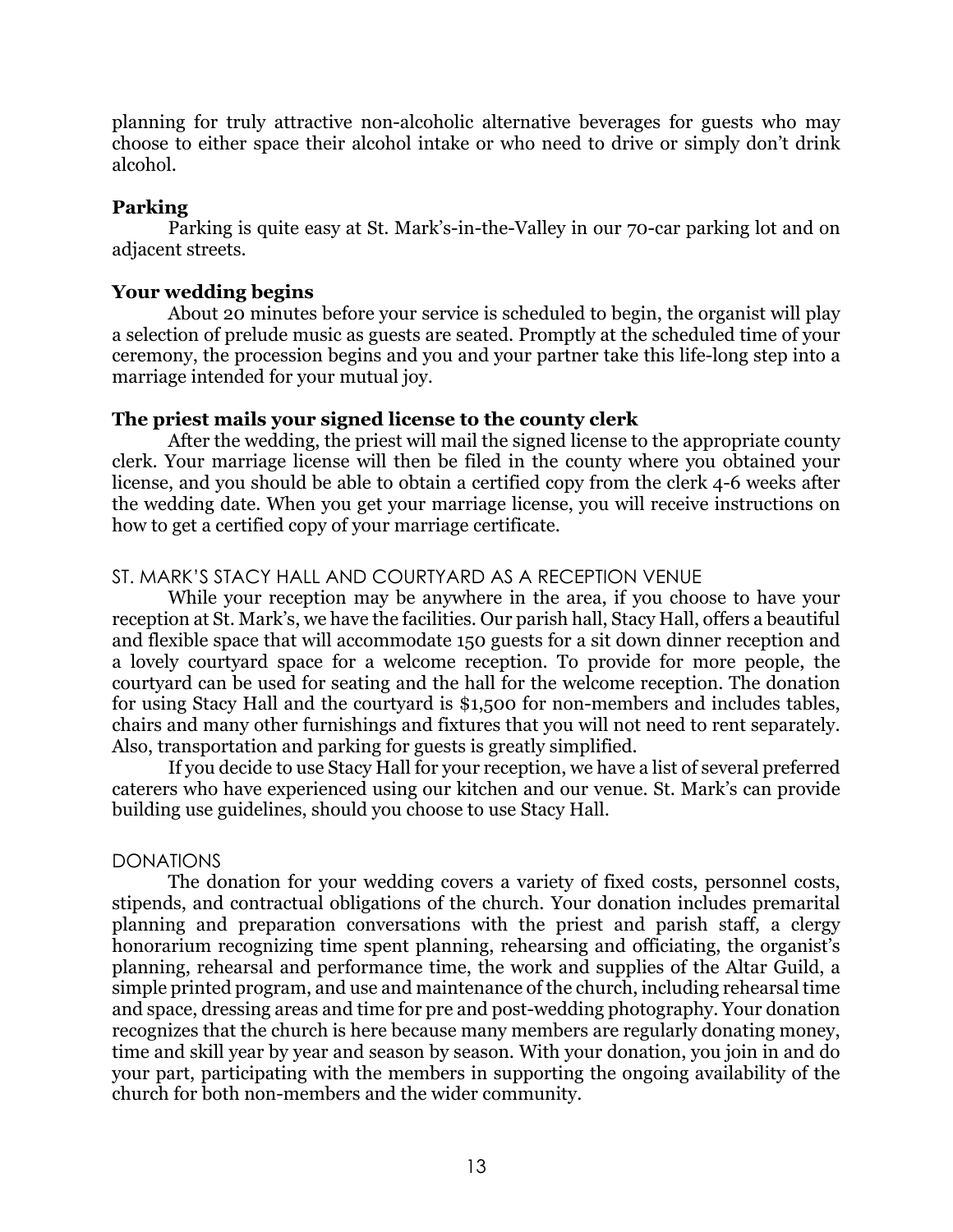planning for truly attractive non-alcoholic alternative beverages for guests who may choose to either space their alcohol intake or who need to drive or simply don't drink alcohol.

**Parking**

Parking is quite easy at St. Mark's-in-the-Valley in our 70-car parking lot and on adjacent streets.

**Your wedding begins**

About 20 minutes before your service is scheduled to begin, the organist will play a selection of prelude music as guests are seated. Promptly at the scheduled time of your ceremony, the procession begins and you and your partner take this life-long step into a marriage intended for your mutual joy.

**The priest mails your signed license to the county clerk**

After the wedding, the priest will mail the signed license to the appropriate county clerk. Your marriage license will then be filed in the county where you obtained your license, and you should be able to obtain a certified copy from the clerk 4-6 weeks after the wedding date. When you get your marriage license, you will receive instructions on how to get a certified copy of your marriage certificate.

## ST. MARK'S STACY HALL AND COURTYARD AS A RECEPTION VENUE

While your reception may be anywhere in the area, if you choose to have your reception at St. Mark's, we have the facilities. Our parish hall, Stacy Hall, offers a beautiful and flexible space that will accommodate 150 guests for a sit down dinner reception and a lovely courtyard space for a welcome reception. To provide for more people, the courtyard can be used for seating and the hall for the welcome reception. The donation for using Stacy Hall and the courtyard is $1,500 for non-members and includes tables, chairs and many other furnishings and fixtures that you will not need to rent separately. Also, transportation and parking for guests is greatly simplified.

If you decide to use Stacy Hall for your reception, we have a list of several preferred caterers who have experienced using our kitchen and our venue. St. Mark's can provide building use guidelines, should you choose to use Stacy Hall.

## DONATIONS

The donation for your wedding covers a variety of fixed costs, personnel costs, stipends, and contractual obligations of the church. Your donation includes premarital planning and preparation conversations with the priest and parish staff, a clergy honorarium recognizing time spent planning, rehearsing and officiating, the organist's planning, rehearsal and performance time, the work and supplies of the Altar Guild, a simple printed program, and use and maintenance of the church, including rehearsal time and space, dressing areas and time for pre and post-wedding photography. Your donation recognizes that the church is here because many members are regularly donating money, time and skill year by year and season by season. With your donation, you join in and do your part, participating with the members in supporting the ongoing availability of the church for both non-members and the wider community.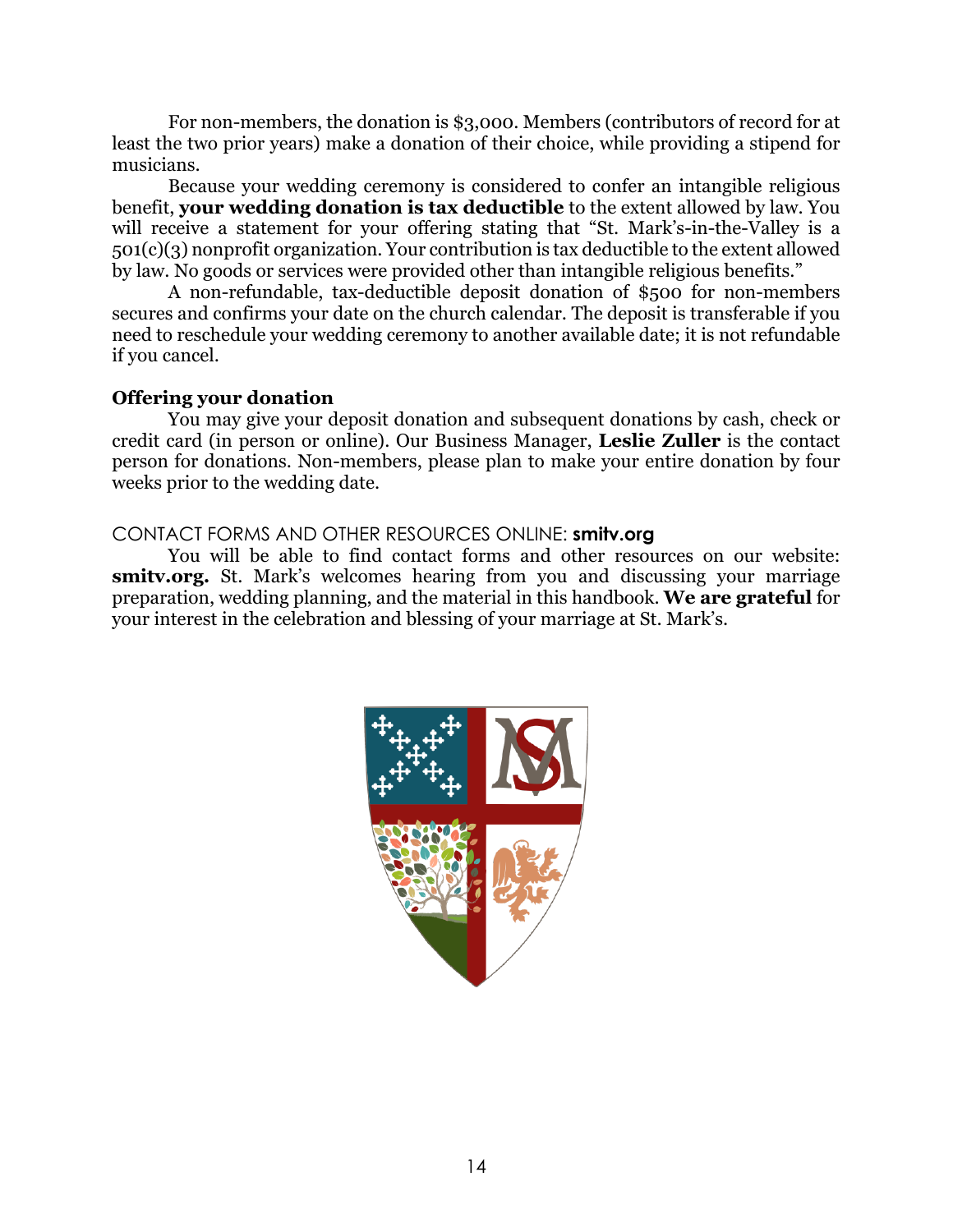For non-members, the donation is $3,000. Members (contributors of record for at least the two prior years) make a donation of their choice, while providing a stipend for musicians.

Because your wedding ceremony is considered to confer an intangible religious benefit, **your wedding donation is tax deductible** to the extent allowed by law. You will receive a statement for your offering stating that "St. Mark's-in-the-Valley is a 501(c)(3) nonprofit organization. Your contribution is tax deductible to the extent allowed by law. No goods or services were provided other than intangible religious benefits."

A non-refundable, tax-deductible deposit donation of $500 for non-members secures and confirms your date on the church calendar. The deposit is transferable if you need to reschedule your wedding ceremony to another available date; it is not refundable if you cancel.

**Offering your donation**

You may give your deposit donation and subsequent donations by cash, check or credit card (in person or online). Our Business Manager, **Leslie Zuller** is the contact person for donations. Non-members, please plan to make your entire donation by four weeks prior to the wedding date.

CONTACT FORMS AND OTHER RESOURCES ONLINE: **smitv.org**

You will be able to find contact forms and other resources on our website: **smitv.org.** St. Mark's welcomes hearing from you and discussing your marriage preparation, wedding planning, and the material in this handbook. **We are grateful** for your interest in the celebration and blessing of your marriage at St. Mark's.